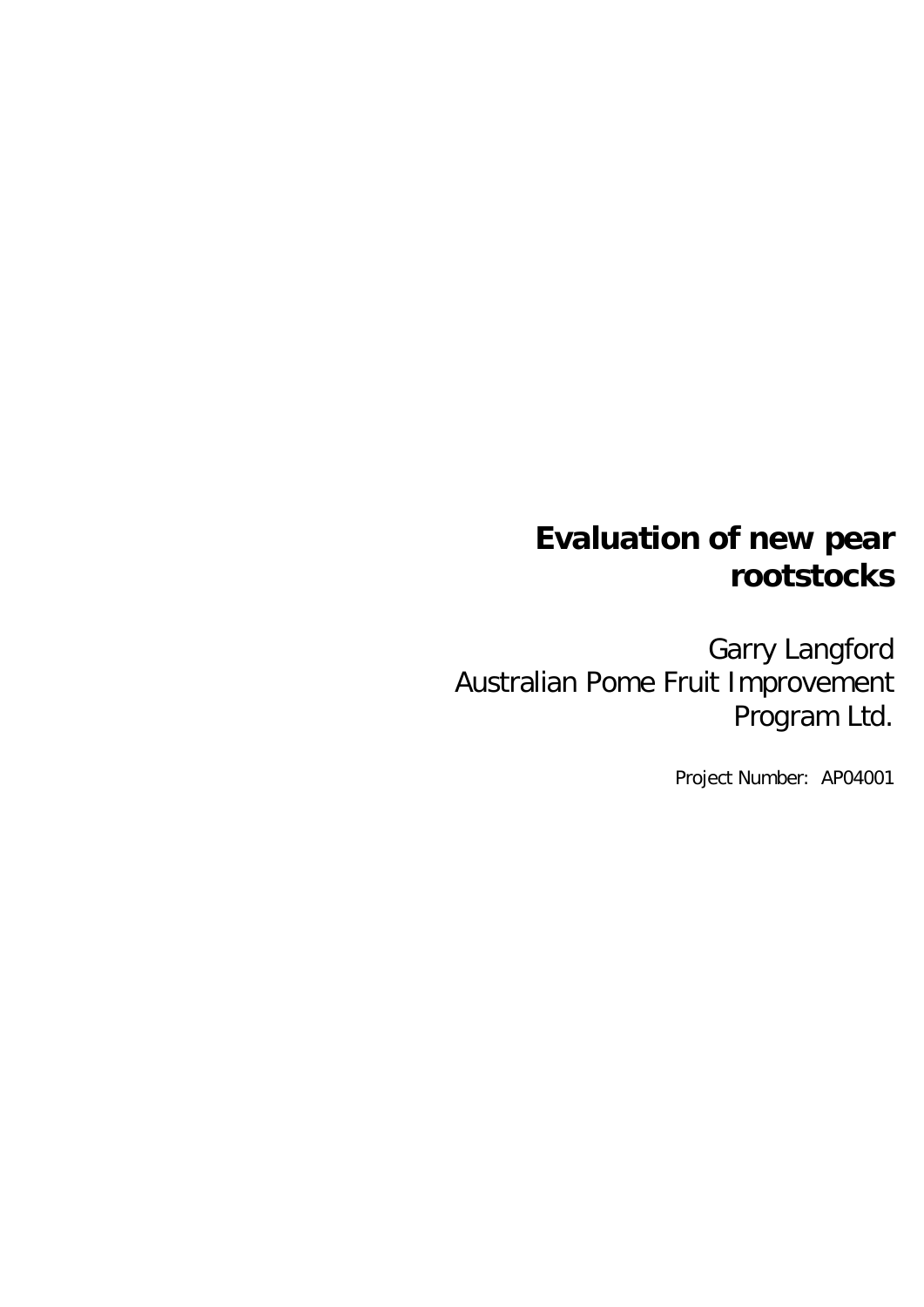# Evaluation of new pear rootstocks

Garry Langford
Australian Pome Fruit Improvement Program Ltd.

Project Number: AP04001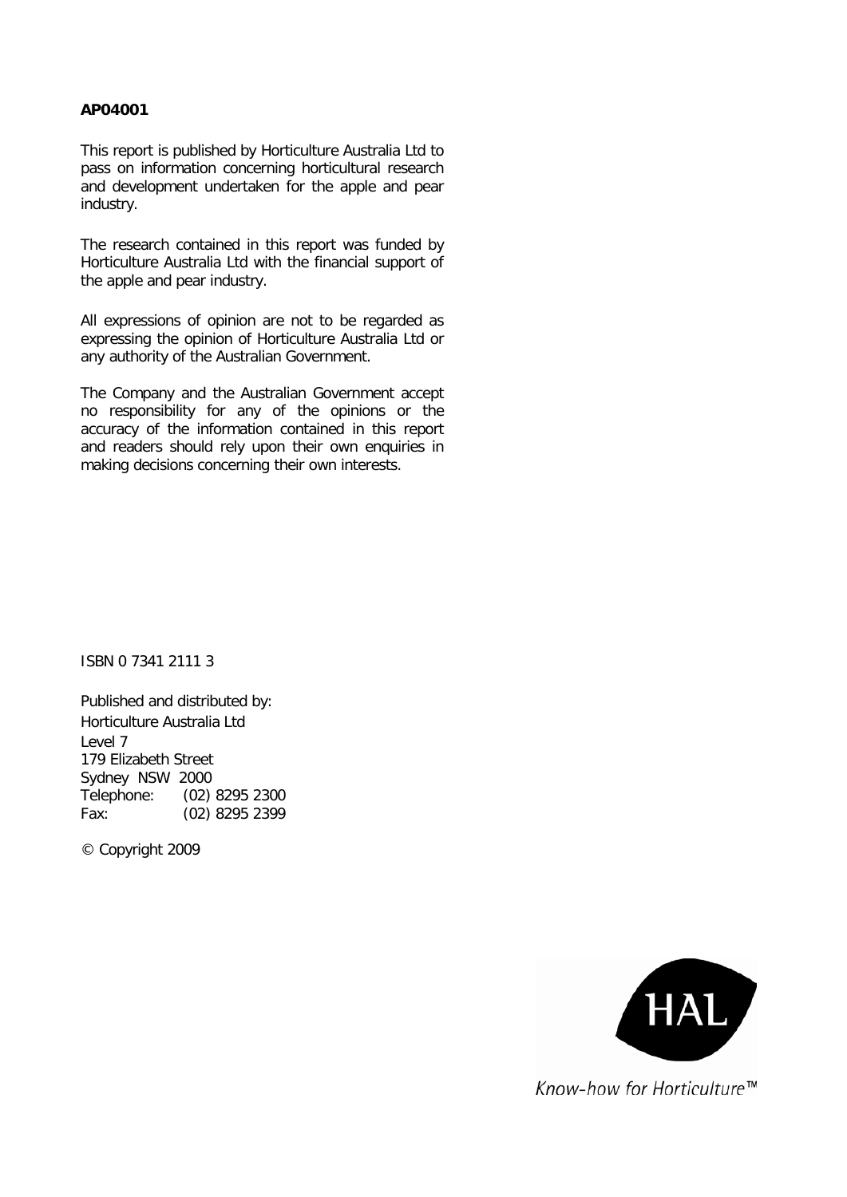**AP04001**

This report is published by Horticulture Australia Ltd to pass on information concerning horticultural research and development undertaken for the apple and pear industry.

The research contained in this report was funded by Horticulture Australia Ltd with the financial support of the apple and pear industry.

All expressions of opinion are not to be regarded as expressing the opinion of Horticulture Australia Ltd or any authority of the Australian Government.

The Company and the Australian Government accept no responsibility for any of the opinions or the accuracy of the information contained in this report and readers should rely upon their own enquiries in making decisions concerning their own interests.

ISBN 0 7341 2111 3

Published and distributed by:
Horticulture Australia Ltd
Level 7
179 Elizabeth Street
Sydney NSW 2000
Telephone: (02) 8295 2300
Fax: (02) 8295 2399

© Copyright 2009

HAL

*Know-how for Horticulture™*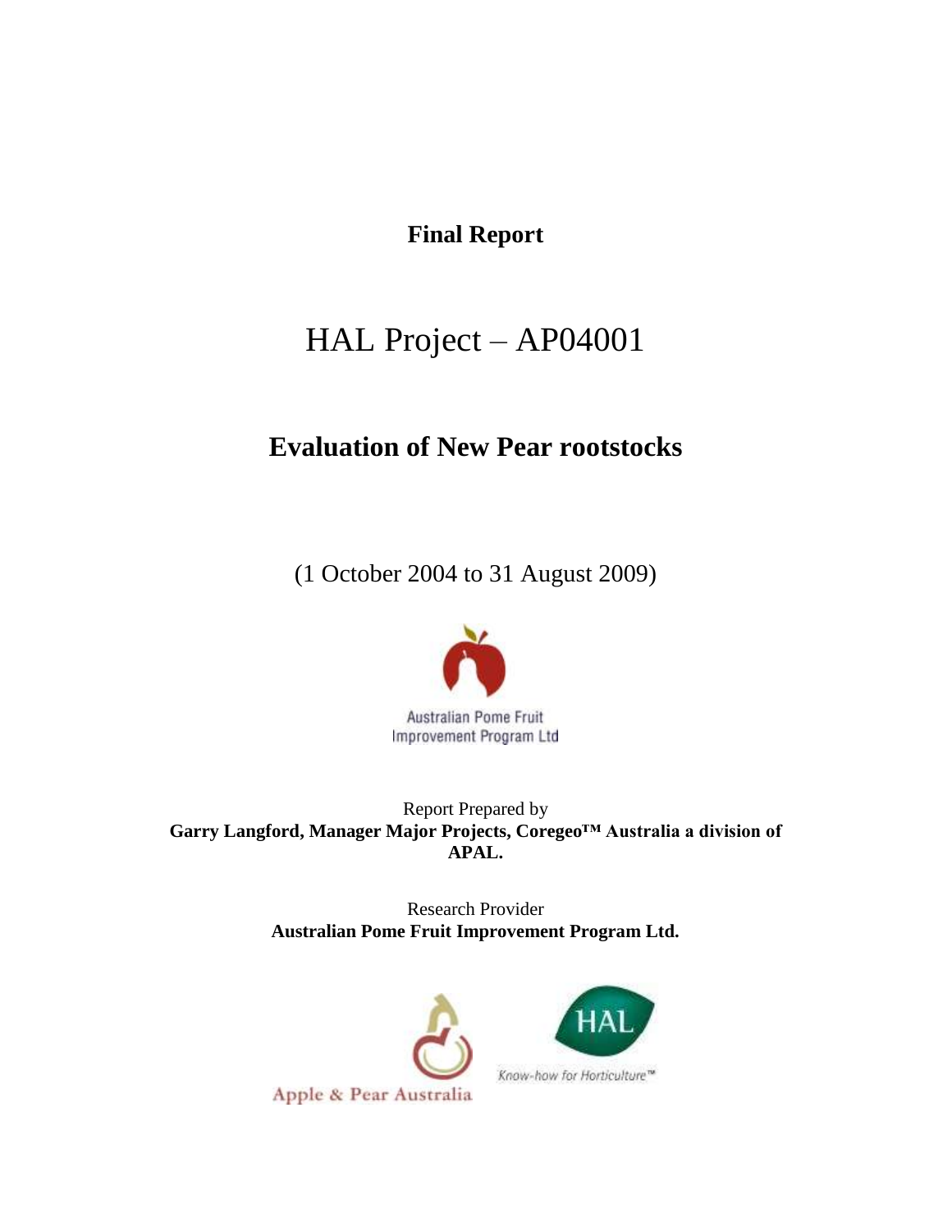**Final Report**

# HAL Project – AP04001

## Evaluation of New Pear rootstocks

(1 October 2004 to 31 August 2009)

Australian Pome Fruit Improvement Program Ltd

Report Prepared by
**Garry Langford, Manager Major Projects, Coregeo™ Australia a division of APAL.**

Research Provider
**Australian Pome Fruit Improvement Program Ltd.**

Apple & Pear Australia

HAL
Know-how for Horticulture™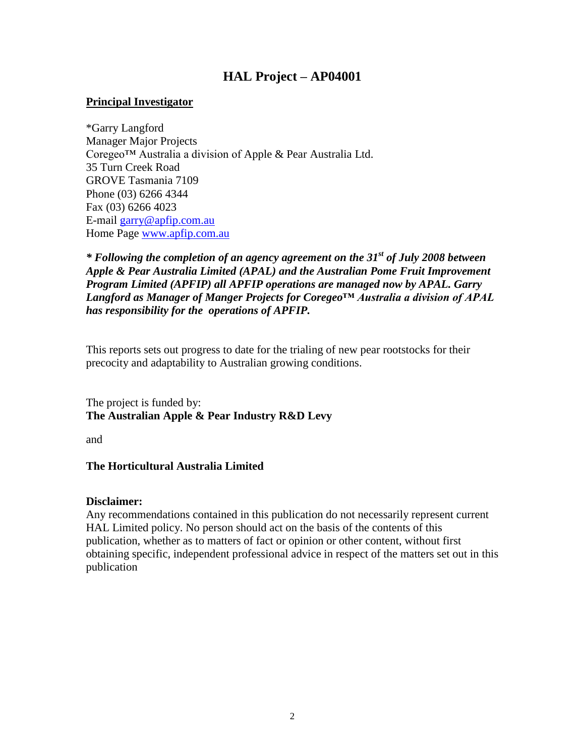# HAL Project – AP04001

**Principal Investigator**

*Garry Langford
Manager Major Projects
Coregeo™ Australia a division of Apple & Pear Australia Ltd.
35 Turn Creek Road
GROVE Tasmania 7109
Phone (03) 6266 4344
Fax (03) 6266 4023
E-mail garry@apfip.com.au
Home Page www.apfip.com.au

***\* Following the completion of an agency agreement on the 31st of July 2008 between Apple & Pear Australia Limited (APAL) and the Australian Pome Fruit Improvement Program Limited (APFIP) all APFIP operations are managed now by APAL. Garry Langford as Manager of Manger Projects for Coregeo™ Australia a division of APAL has responsibility for the operations of APFIP.***

This reports sets out progress to date for the trialing of new pear rootstocks for their precocity and adaptability to Australian growing conditions.

The project is funded by:
**The Australian Apple & Pear Industry R&D Levy**

and

**The Horticultural Australia Limited**

**Disclaimer:**
Any recommendations contained in this publication do not necessarily represent current HAL Limited policy. No person should act on the basis of the contents of this publication, whether as to matters of fact or opinion or other content, without first obtaining specific, independent professional advice in respect of the matters set out in this publication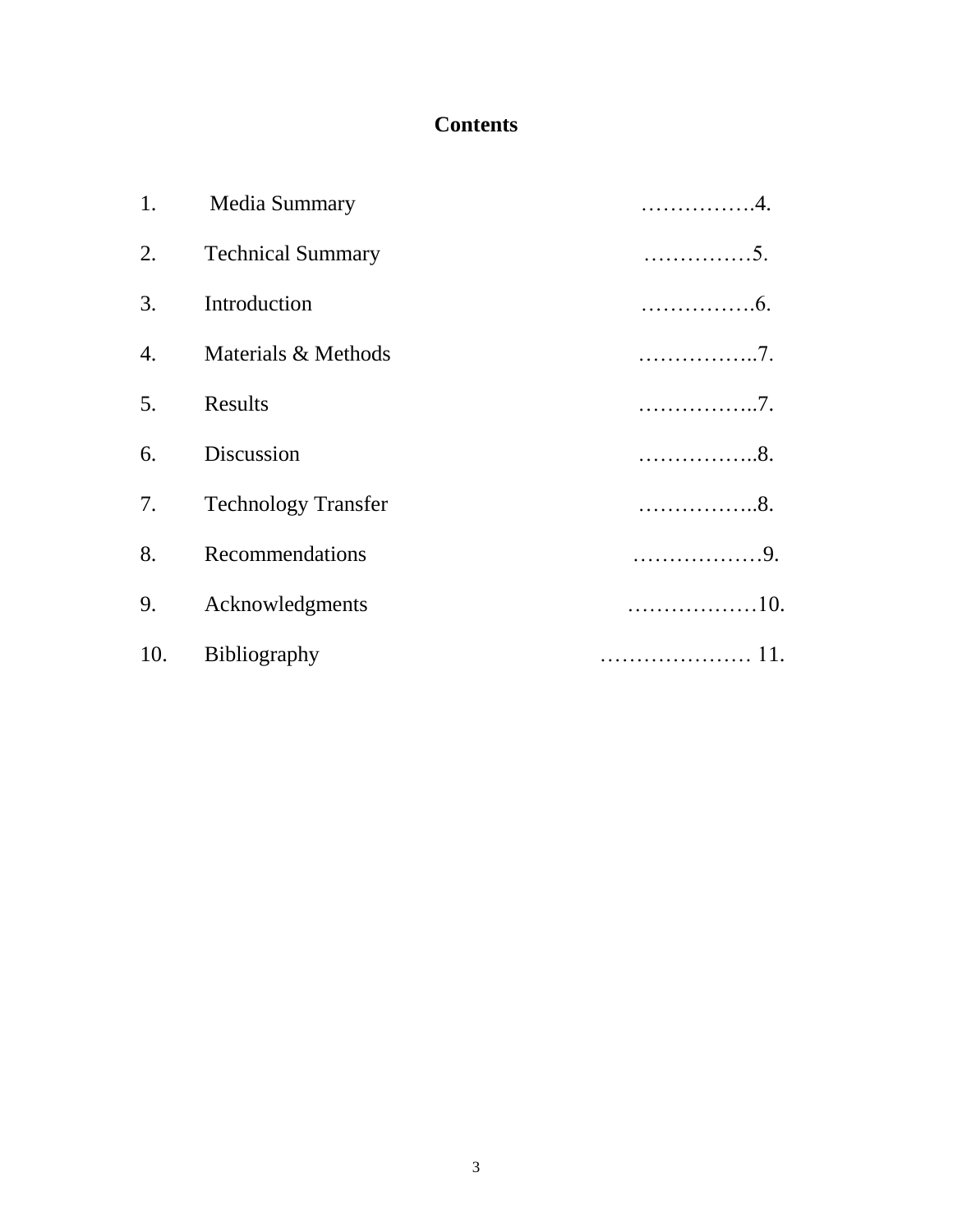# Contents

1. Media Summary ................4.
2. Technical Summary ...............5.
3. Introduction ................6.
4. Materials & Methods .................7.
5. Results .................7.
6. Discussion .................8.
7. Technology Transfer .................8.
8. Recommendations ..................9.
9. Acknowledgments ..................10.
10. Bibliography ..................... 11.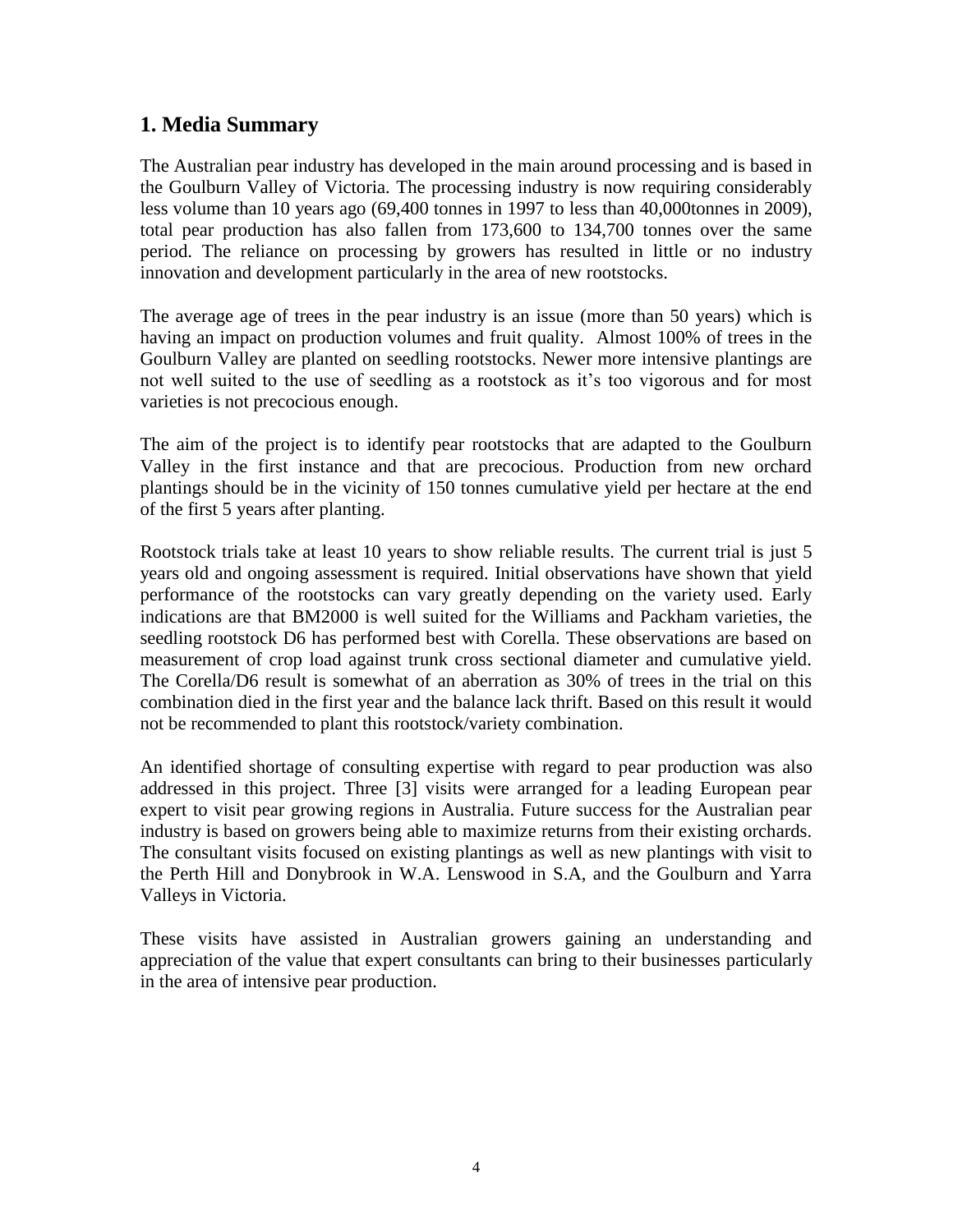## 1. Media Summary

The Australian pear industry has developed in the main around processing and is based in the Goulburn Valley of Victoria. The processing industry is now requiring considerably less volume than 10 years ago (69,400 tonnes in 1997 to less than 40,000tonnes in 2009), total pear production has also fallen from 173,600 to 134,700 tonnes over the same period. The reliance on processing by growers has resulted in little or no industry innovation and development particularly in the area of new rootstocks.

The average age of trees in the pear industry is an issue (more than 50 years) which is having an impact on production volumes and fruit quality. Almost 100% of trees in the Goulburn Valley are planted on seedling rootstocks. Newer more intensive plantings are not well suited to the use of seedling as a rootstock as it's too vigorous and for most varieties is not precocious enough.

The aim of the project is to identify pear rootstocks that are adapted to the Goulburn Valley in the first instance and that are precocious. Production from new orchard plantings should be in the vicinity of 150 tonnes cumulative yield per hectare at the end of the first 5 years after planting.

Rootstock trials take at least 10 years to show reliable results. The current trial is just 5 years old and ongoing assessment is required. Initial observations have shown that yield performance of the rootstocks can vary greatly depending on the variety used. Early indications are that BM2000 is well suited for the Williams and Packham varieties, the seedling rootstock D6 has performed best with Corella. These observations are based on measurement of crop load against trunk cross sectional diameter and cumulative yield. The Corella/D6 result is somewhat of an aberration as 30% of trees in the trial on this combination died in the first year and the balance lack thrift. Based on this result it would not be recommended to plant this rootstock/variety combination.

An identified shortage of consulting expertise with regard to pear production was also addressed in this project. Three [3] visits were arranged for a leading European pear expert to visit pear growing regions in Australia. Future success for the Australian pear industry is based on growers being able to maximize returns from their existing orchards. The consultant visits focused on existing plantings as well as new plantings with visit to the Perth Hill and Donybrook in W.A. Lenswood in S.A, and the Goulburn and Yarra Valleys in Victoria.

These visits have assisted in Australian growers gaining an understanding and appreciation of the value that expert consultants can bring to their businesses particularly in the area of intensive pear production.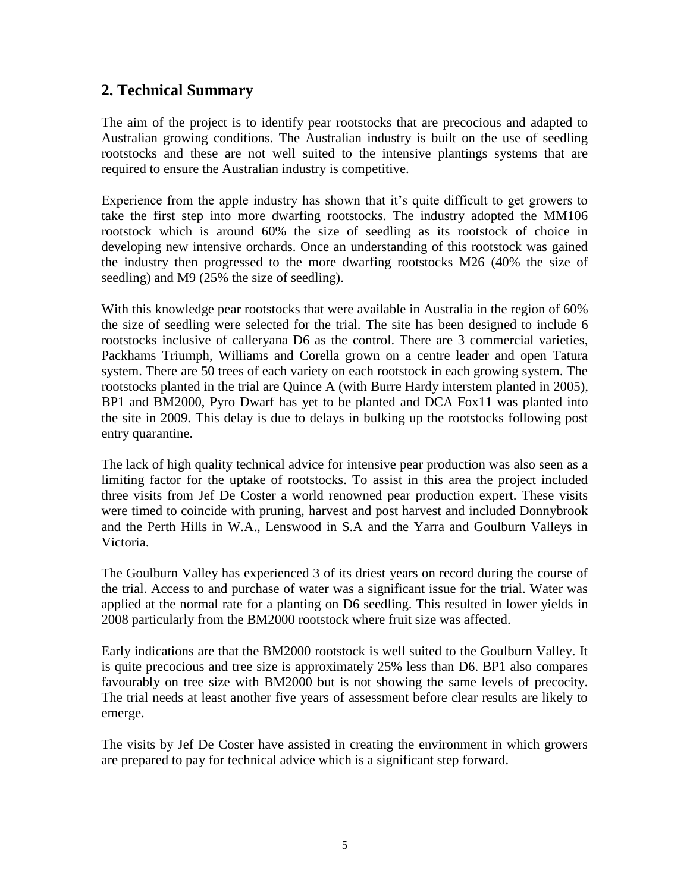## 2. Technical Summary

The aim of the project is to identify pear rootstocks that are precocious and adapted to Australian growing conditions. The Australian industry is built on the use of seedling rootstocks and these are not well suited to the intensive plantings systems that are required to ensure the Australian industry is competitive.

Experience from the apple industry has shown that it's quite difficult to get growers to take the first step into more dwarfing rootstocks. The industry adopted the MM106 rootstock which is around 60% the size of seedling as its rootstock of choice in developing new intensive orchards. Once an understanding of this rootstock was gained the industry then progressed to the more dwarfing rootstocks M26 (40% the size of seedling) and M9 (25% the size of seedling).

With this knowledge pear rootstocks that were available in Australia in the region of 60% the size of seedling were selected for the trial. The site has been designed to include 6 rootstocks inclusive of calleryana D6 as the control. There are 3 commercial varieties, Packhams Triumph, Williams and Corella grown on a centre leader and open Tatura system. There are 50 trees of each variety on each rootstock in each growing system. The rootstocks planted in the trial are Quince A (with Burre Hardy interstem planted in 2005), BP1 and BM2000, Pyro Dwarf has yet to be planted and DCA Fox11 was planted into the site in 2009. This delay is due to delays in bulking up the rootstocks following post entry quarantine.

The lack of high quality technical advice for intensive pear production was also seen as a limiting factor for the uptake of rootstocks. To assist in this area the project included three visits from Jef De Coster a world renowned pear production expert. These visits were timed to coincide with pruning, harvest and post harvest and included Donnybrook and the Perth Hills in W.A., Lenswood in S.A and the Yarra and Goulburn Valleys in Victoria.

The Goulburn Valley has experienced 3 of its driest years on record during the course of the trial. Access to and purchase of water was a significant issue for the trial. Water was applied at the normal rate for a planting on D6 seedling. This resulted in lower yields in 2008 particularly from the BM2000 rootstock where fruit size was affected.

Early indications are that the BM2000 rootstock is well suited to the Goulburn Valley. It is quite precocious and tree size is approximately 25% less than D6. BP1 also compares favourably on tree size with BM2000 but is not showing the same levels of precocity. The trial needs at least another five years of assessment before clear results are likely to emerge.

The visits by Jef De Coster have assisted in creating the environment in which growers are prepared to pay for technical advice which is a significant step forward.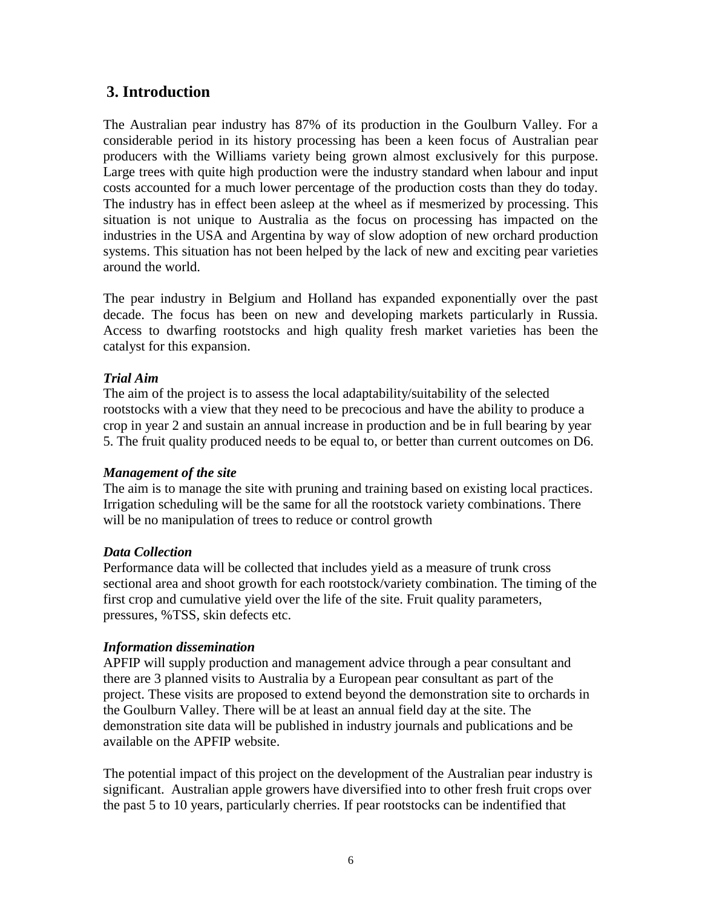## 3. Introduction

The Australian pear industry has 87% of its production in the Goulburn Valley. For a considerable period in its history processing has been a keen focus of Australian pear producers with the Williams variety being grown almost exclusively for this purpose. Large trees with quite high production were the industry standard when labour and input costs accounted for a much lower percentage of the production costs than they do today. The industry has in effect been asleep at the wheel as if mesmerized by processing. This situation is not unique to Australia as the focus on processing has impacted on the industries in the USA and Argentina by way of slow adoption of new orchard production systems. This situation has not been helped by the lack of new and exciting pear varieties around the world.

The pear industry in Belgium and Holland has expanded exponentially over the past decade. The focus has been on new and developing markets particularly in Russia. Access to dwarfing rootstocks and high quality fresh market varieties has been the catalyst for this expansion.

***Trial Aim***

The aim of the project is to assess the local adaptability/suitability of the selected rootstocks with a view that they need to be precocious and have the ability to produce a crop in year 2 and sustain an annual increase in production and be in full bearing by year 5. The fruit quality produced needs to be equal to, or better than current outcomes on D6.

***Management of the site***

The aim is to manage the site with pruning and training based on existing local practices. Irrigation scheduling will be the same for all the rootstock variety combinations. There will be no manipulation of trees to reduce or control growth

***Data Collection***

Performance data will be collected that includes yield as a measure of trunk cross sectional area and shoot growth for each rootstock/variety combination. The timing of the first crop and cumulative yield over the life of the site. Fruit quality parameters, pressures, %TSS, skin defects etc.

***Information dissemination***

APFIP will supply production and management advice through a pear consultant and there are 3 planned visits to Australia by a European pear consultant as part of the project. These visits are proposed to extend beyond the demonstration site to orchards in the Goulburn Valley. There will be at least an annual field day at the site. The demonstration site data will be published in industry journals and publications and be available on the APFIP website.

The potential impact of this project on the development of the Australian pear industry is significant. Australian apple growers have diversified into to other fresh fruit crops over the past 5 to 10 years, particularly cherries. If pear rootstocks can be indentified that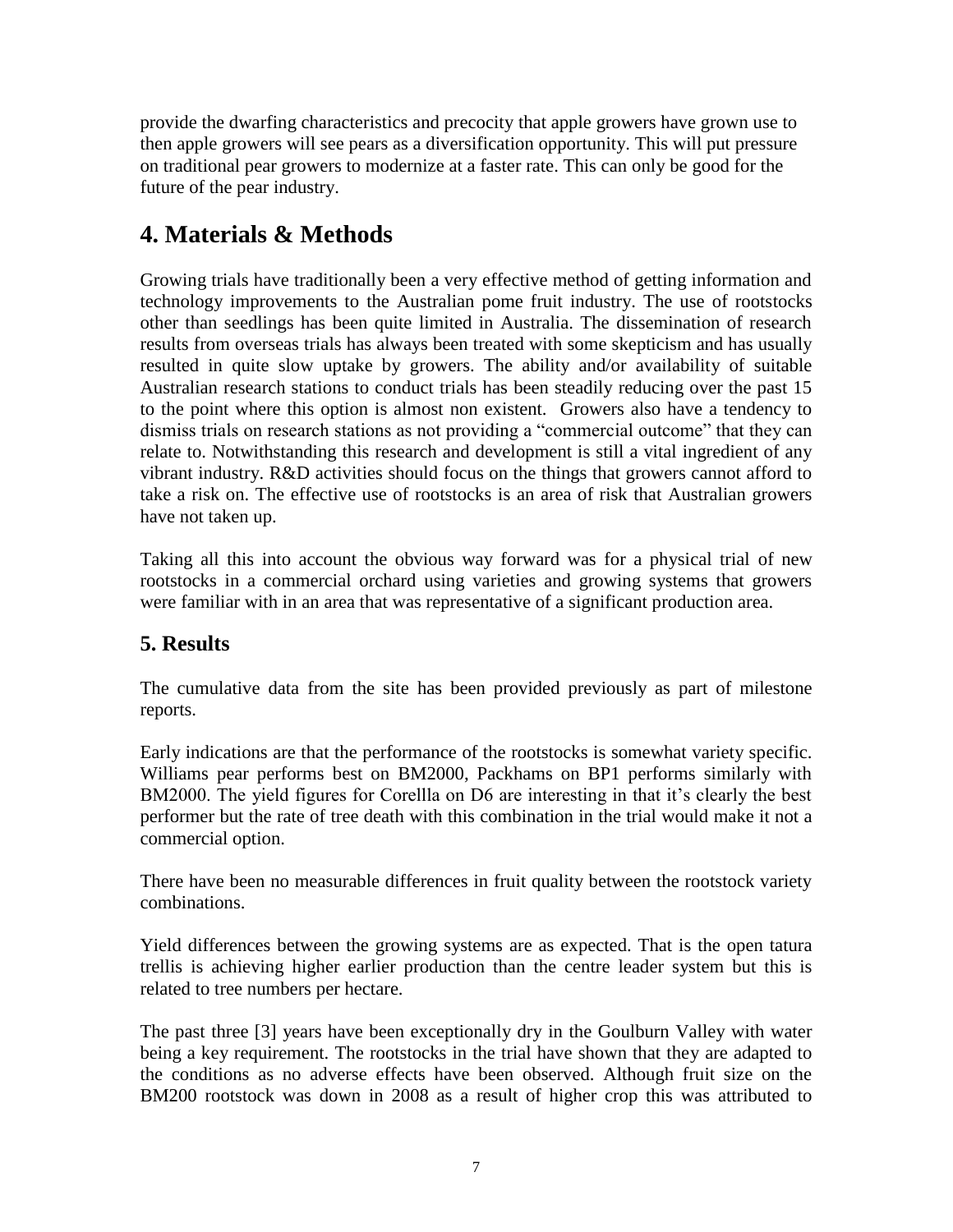provide the dwarfing characteristics and precocity that apple growers have grown use to then apple growers will see pears as a diversification opportunity. This will put pressure on traditional pear growers to modernize at a faster rate. This can only be good for the future of the pear industry.

# 4. Materials & Methods

Growing trials have traditionally been a very effective method of getting information and technology improvements to the Australian pome fruit industry. The use of rootstocks other than seedlings has been quite limited in Australia. The dissemination of research results from overseas trials has always been treated with some skepticism and has usually resulted in quite slow uptake by growers. The ability and/or availability of suitable Australian research stations to conduct trials has been steadily reducing over the past 15 to the point where this option is almost non existent. Growers also have a tendency to dismiss trials on research stations as not providing a "commercial outcome" that they can relate to. Notwithstanding this research and development is still a vital ingredient of any vibrant industry. R&D activities should focus on the things that growers cannot afford to take a risk on. The effective use of rootstocks is an area of risk that Australian growers have not taken up.

Taking all this into account the obvious way forward was for a physical trial of new rootstocks in a commercial orchard using varieties and growing systems that growers were familiar with in an area that was representative of a significant production area.

## 5. Results

The cumulative data from the site has been provided previously as part of milestone reports.

Early indications are that the performance of the rootstocks is somewhat variety specific. Williams pear performs best on BM2000, Packhams on BP1 performs similarly with BM2000. The yield figures for Corellla on D6 are interesting in that it's clearly the best performer but the rate of tree death with this combination in the trial would make it not a commercial option.

There have been no measurable differences in fruit quality between the rootstock variety combinations.

Yield differences between the growing systems are as expected. That is the open tatura trellis is achieving higher earlier production than the centre leader system but this is related to tree numbers per hectare.

The past three [3] years have been exceptionally dry in the Goulburn Valley with water being a key requirement. The rootstocks in the trial have shown that they are adapted to the conditions as no adverse effects have been observed. Although fruit size on the BM200 rootstock was down in 2008 as a result of higher crop this was attributed to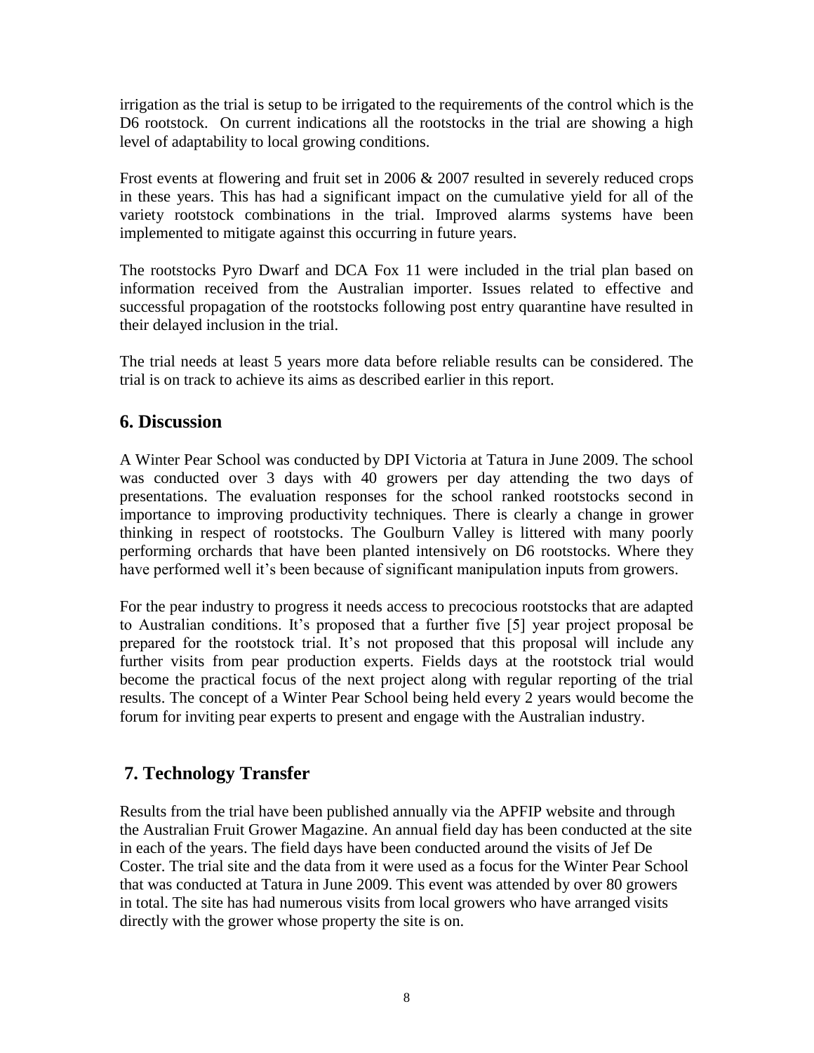irrigation as the trial is setup to be irrigated to the requirements of the control which is the D6 rootstock. On current indications all the rootstocks in the trial are showing a high level of adaptability to local growing conditions.

Frost events at flowering and fruit set in 2006 & 2007 resulted in severely reduced crops in these years. This has had a significant impact on the cumulative yield for all of the variety rootstock combinations in the trial. Improved alarms systems have been implemented to mitigate against this occurring in future years.

The rootstocks Pyro Dwarf and DCA Fox 11 were included in the trial plan based on information received from the Australian importer. Issues related to effective and successful propagation of the rootstocks following post entry quarantine have resulted in their delayed inclusion in the trial.

The trial needs at least 5 years more data before reliable results can be considered. The trial is on track to achieve its aims as described earlier in this report.

## 6. Discussion

A Winter Pear School was conducted by DPI Victoria at Tatura in June 2009. The school was conducted over 3 days with 40 growers per day attending the two days of presentations. The evaluation responses for the school ranked rootstocks second in importance to improving productivity techniques. There is clearly a change in grower thinking in respect of rootstocks. The Goulburn Valley is littered with many poorly performing orchards that have been planted intensively on D6 rootstocks. Where they have performed well it's been because of significant manipulation inputs from growers.

For the pear industry to progress it needs access to precocious rootstocks that are adapted to Australian conditions. It's proposed that a further five [5] year project proposal be prepared for the rootstock trial. It's not proposed that this proposal will include any further visits from pear production experts. Fields days at the rootstock trial would become the practical focus of the next project along with regular reporting of the trial results. The concept of a Winter Pear School being held every 2 years would become the forum for inviting pear experts to present and engage with the Australian industry.

## 7. Technology Transfer

Results from the trial have been published annually via the APFIP website and through the Australian Fruit Grower Magazine. An annual field day has been conducted at the site in each of the years. The field days have been conducted around the visits of Jef De Coster. The trial site and the data from it were used as a focus for the Winter Pear School that was conducted at Tatura in June 2009. This event was attended by over 80 growers in total. The site has had numerous visits from local growers who have arranged visits directly with the grower whose property the site is on.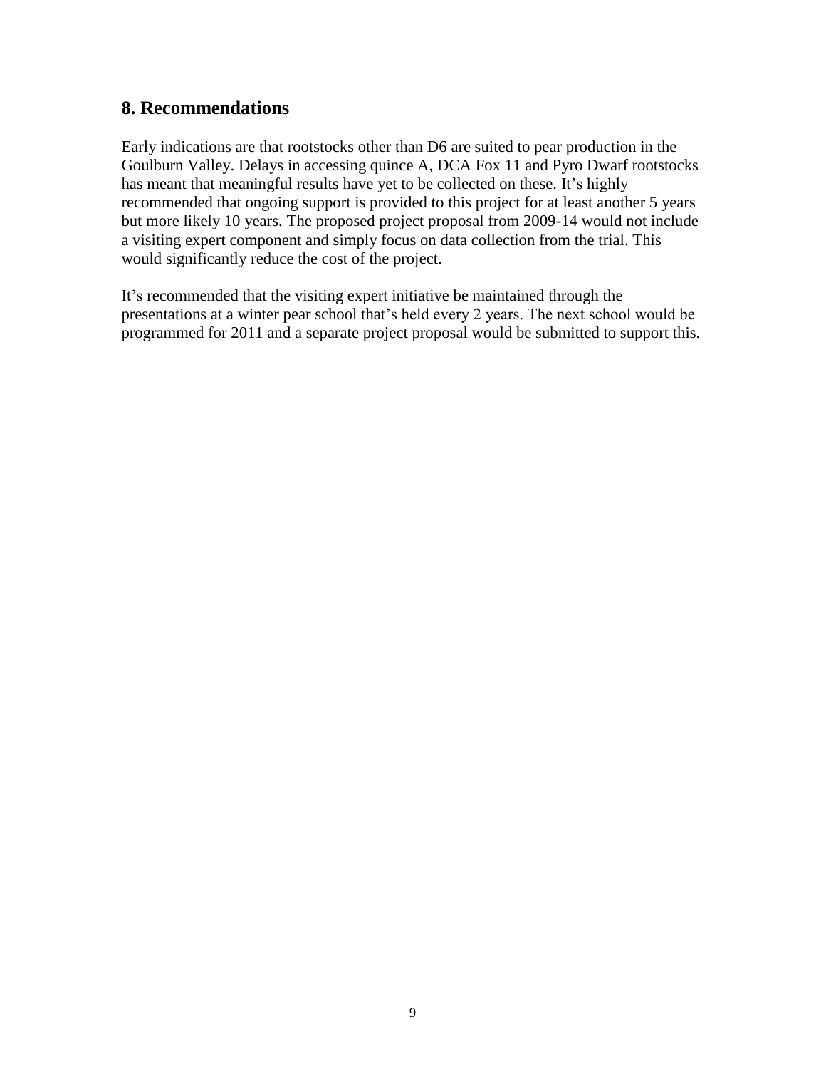## 8. Recommendations

Early indications are that rootstocks other than D6 are suited to pear production in the Goulburn Valley. Delays in accessing quince A, DCA Fox 11 and Pyro Dwarf rootstocks has meant that meaningful results have yet to be collected on these. It's highly recommended that ongoing support is provided to this project for at least another 5 years but more likely 10 years. The proposed project proposal from 2009-14 would not include a visiting expert component and simply focus on data collection from the trial. This would significantly reduce the cost of the project.

It's recommended that the visiting expert initiative be maintained through the presentations at a winter pear school that's held every 2 years. The next school would be programmed for 2011 and a separate project proposal would be submitted to support this.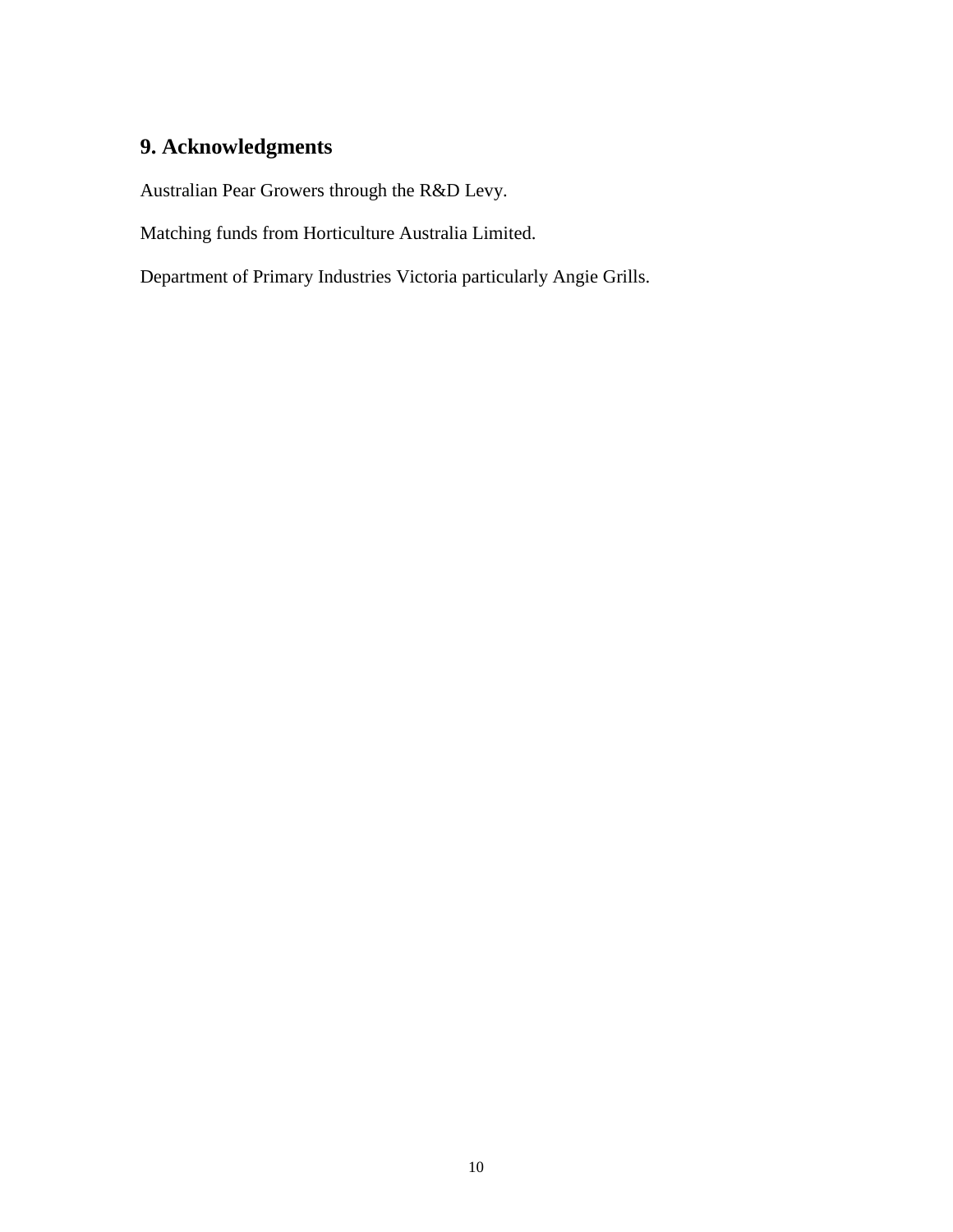## 9. Acknowledgments

Australian Pear Growers through the R&D Levy.

Matching funds from Horticulture Australia Limited.

Department of Primary Industries Victoria particularly Angie Grills.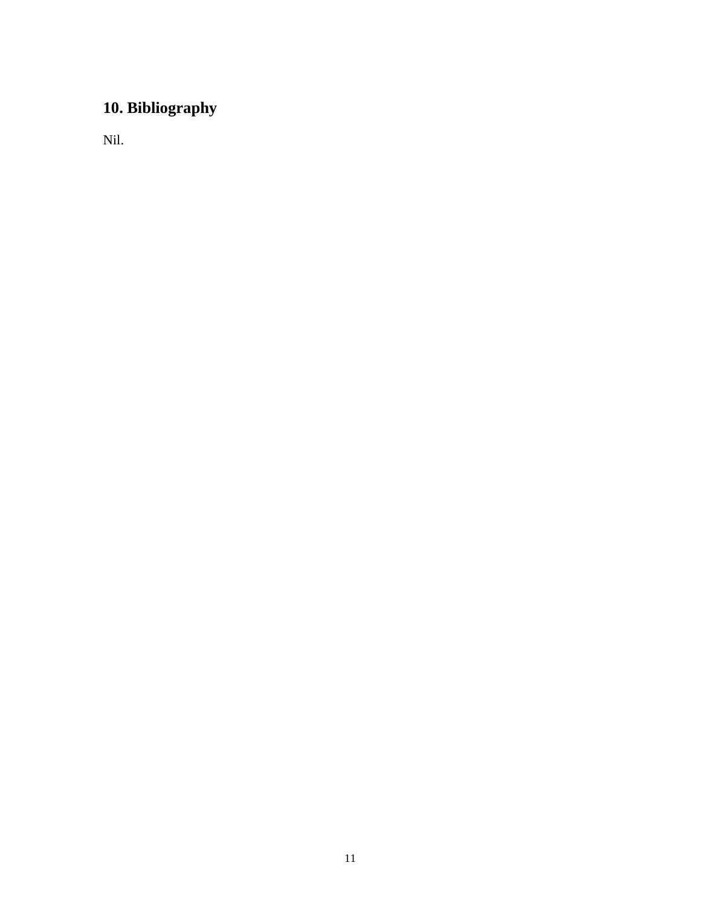## 10. Bibliography

Nil.